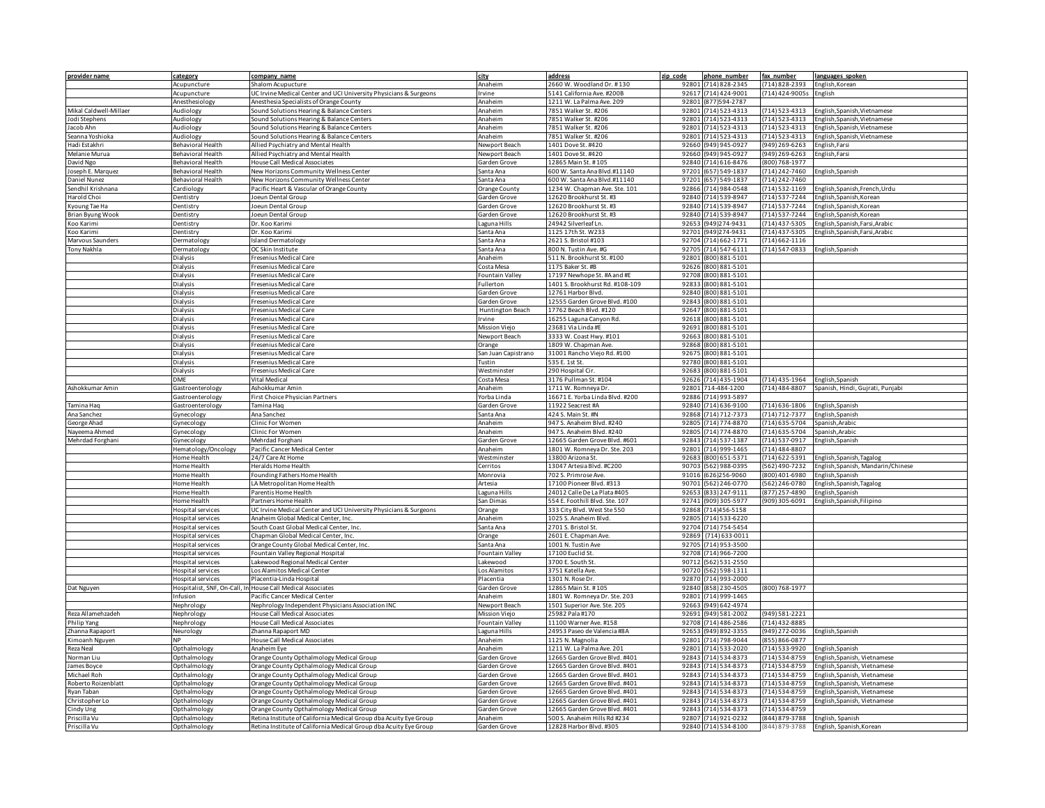| provider name | category | company name | city | address | zip code | phone number | fax number | languages spoken |
|---|---|---|---|---|---|---|---|---|
| | Acupuncture | Shalom Acupuncture | Anaheim | 2660 W. Woodland Dr. #130 | 92801 | (714) 828-2345 | (714) 828-2393 | English,Korean |
| | Acupuncture | UC Irvine Medical Center and UCI University Physicians & Surgeons | Irvine | 5141 California Ave. #200B | 92617 | (714) 424-9001 | (714) 424-9005s | English |
| | Anesthesiology | Anesthesia Specialists of Orange County | Anaheim | 1211 W. La Palma Ave. 209 | 92801 | (877)594-2787 | | |
| Mikal Caldwell-Millaer | Audiology | Sound Solutions Hearing & Balance Centers | Anaheim | 7851 Walker St. #206 | 92801 | (714) 523-4313 | (714) 523-4313 | English,Spanish,Vietnamese |
| Jodi Stephens | Audiology | Sound Solutions Hearing & Balance Centers | Anaheim | 7851 Walker St. #206 | 92801 | (714) 523-4313 | (714) 523-4313 | English,Spanish,Vietnamese |
| Jacob Ahn | Audiology | Sound Solutions Hearing & Balance Centers | Anaheim | 7851 Walker St. #206 | 92801 | (714) 523-4313 | (714) 523-4313 | English,Spanish,Vietnamese |
| Seanna Yoshioka | Audiology | Sound Solutions Hearing & Balance Centers | Anaheim | 7851 Walker St. #206 | 92801 | (714) 523-4313 | (714) 523-4313 | English,Spanish,Vietnamese |
| Hadi Estakhri | Behavioral Health | Allied Psychiatry and Mental Health | Newport Beach | 1401 Dove St. #420 | 92660 | (949) 945-0927 | (949) 269-6263 | English,Farsi |
| Melanie Murua | Behavioral Health | Allied Psychiatry and Mental Health | Newport Beach | 1401 Dove St. #420 | 92660 | (949) 945-0927 | (949) 269-6263 | English,Farsi |
| David Ngo | Behavioral Health | House Call Medical Associates | Garden Grove | 12865 Main St. #105 | 92840 | (714) 616-8476 | (800) 768-1977 | |
| Joseph E. Marquez | Behavioral Health | New Horizons Community Wellness Center | Santa Ana | 600 W. Santa Ana Blvd.#11140 | 97201 | (657) 549-1837 | (714) 242-7460 | English,Spanish |
| Daniel Nunez | Behavioral Health | New Horizons Community Wellness Center | Santa Ana | 600 W. Santa Ana Blvd.#11140 | 97201 | (657) 549-1837 | (714) 242-7460 | |
| Sendhil Krishnana | Cardiology | Pacific Heart & Vascular of Orange County | Orange County | 1234 W. Chapman Ave. Ste. 101 | 92866 | (714) 984-0548 | (714) 532-1169 | English,Spanish,French,Urdu |
| Harold Choi | Dentistry | Joeun Dental Group | Garden Grove | 12620 Brookhurst St. #3 | 92840 | (714) 539-8947 | (714) 537-7244 | English,Spanish,Korean |
| Kyoung Tae Ha | Dentistry | Joeun Dental Group | Garden Grove | 12620 Brookhurst St. #3 | 92840 | (714) 539-8947 | (714) 537-7244 | English,Spanish,Korean |
| Brian Byung Wook | Dentistry | Joeun Dental Group | Garden Grove | 12620 Brookhurst St. #3 | 92840 | (714) 539-8947 | (714) 537-7244 | English,Spanish,Korean |
| Koo Karimi | Dentistry | Dr. Koo Karimi | Laguna Hills | 24942 Silverleaf Ln. | 92653 | (949)274-9431 | (714) 437-5305 | English,Spanish,Farsi,Arabic |
| Koo Karimi | Dentistry | Dr. Koo Karimi | Santa Ana | 1125 17th St. W233 | 92701 | (949)274-9431 | (714) 437-5305 | English,Spanish,Farsi,Arabic |
| Marvous Saunders | Dermatology | Island Dermatology | Santa Ana | 2621 S. Bristol #103 | 92704 | (714) 662-1771 | (714) 662-1116 | |
| Tony Nakhla | Dermatology | OC Skin Institute | Santa Ana | 800 N. Tustin Ave. #G | 92705 | (714) 547-6111 | (714) 547-0833 | English,Spanish |
| | Dialysis | Fresenius Medical Care | Anaheim | 511 N. Brookhurst St. #100 | 92801 | (800) 881-5101 | | |
| | Dialysis | Fresenius Medical Care | Costa Mesa | 1175 Baker St. #B | 92626 | (800) 881-5101 | | |
| | Dialysis | Fresenius Medical Care | Fountain Valley | 17197 Newhope St. #A and #E | 92708 | (800) 881-5101 | | |
| | Dialysis | Fresenius Medical Care | Fullerton | 1401 S. Brookhurst Rd. #108-109 | 92833 | (800) 881-5101 | | |
| | Dialysis | Fresenius Medical Care | Garden Grove | 12761 Harbor Blvd. | 92840 | (800) 881-5101 | | |
| | Dialysis | Fresenius Medical Care | Garden Grove | 12555 Garden Grove Blvd. #100 | 92843 | (800) 881-5101 | | |
| | Dialysis | Fresenius Medical Care | Huntington Beach | 17762 Beach Blvd. #120 | 92647 | (800) 881-5101 | | |
| | Dialysis | Fresenius Medical Care | Irvine | 16255 Laguna Canyon Rd. | 92618 | (800) 881-5101 | | |
| | Dialysis | Fresenius Medical Care | Mission Viejo | 23681 Via Linda #E | 92691 | (800) 881-5101 | | |
| | Dialysis | Fresenius Medical Care | Newport Beach | 3333 W. Coast Hwy. #101 | 92663 | (800) 881-5101 | | |
| | Dialysis | Fresenius Medical Care | Orange | 1809 W. Chapman Ave. | 92868 | (800) 881-5101 | | |
| | Dialysis | Fresenius Medical Care | San Juan Capistrano | 31001 Rancho Viejo Rd. #100 | 92675 | (800) 881-5101 | | |
| | Dialysis | Fresenius Medical Care | Tustin | 535 E. 1st St. | 92780 | (800) 881-5101 | | |
| | Dialysis | Fresenius Medical Care | Westminster | 290 Hospital Cir. | 92683 | (800) 881-5101 | | |
| | DME | Vital Medical | Costa Mesa | 3176 Pullman St. #104 | 92626 | (714) 435-1904 | (714) 435-1964 | English,Spanish |
| Ashokkumar Amin | Gastroenterology | Ashokkumar Amin | Anaheim | 1711 W. Romneya Dr. | 92801 | 714-484-1200 | (714) 484-8807 | Spanish, Hindi, Gujrati, Punjabi |
| | Gastroenterology | First Choice Physician Partners | Yorba Linda | 16671 E. Yorba Linda Blvd. #200 | 92886 | (714) 993-5897 | | |
| Tamina Haq | Gastroenterology | Tamina Haq | Garden Grove | 11922 Seacrest #A | 92840 | (714) 636-9100 | (714) 636-1806 | English,Spanish |
| Ana Sanchez | Gynecology | Ana Sanchez | Santa Ana | 424 S. Main St. #N | 92868 | (714) 712-7373 | (714) 712-7377 | English,Spanish |
| George Ahad | Gynecology | Clinic For Women | Anaheim | 947 S. Anaheim Blvd. #240 | 92805 | (714) 774-8870 | (714) 635-5704 | Spanish,Arabic |
| Nayeema Ahmed | Gynecology | Clinic For Women | Anaheim | 947 S. Anaheim Blvd. #240 | 92805 | (714) 774-8870 | (714) 635-5704 | Spanish,Arabic |
| Mehrdad Forghani | Gynecology | Mehrdad Forghani | Garden Grove | 12665 Garden Grove Blvd. #601 | 92843 | (714) 537-1387 | (714) 537-0917 | English,Spanish |
| | Hematology/Oncology | Pacific Cancer Medical Center | Anaheim | 1801 W. Romneya Dr. Ste. 203 | 92801 | (714) 999-1465 | (714) 484-8807 | |
| | Home Health | 24/7 Care At Home | Westminster | 13800 Arizona St. | 92683 | (800) 651-5371 | (714) 622-5391 | English,Spanish,Tagalog |
| | Home Health | Heralds Home Health | Cerritos | 13047 Artesia Blvd. #C200 | 90703 | (562) 988-0395 | (562) 490-7232 | English,Spanish, Mandarin/Chinese |
| | Home Health | Founding Fathers Home Health | Monrovia | 702 S. Primrose Ave. | 91016 | (626)256-9060 | (800) 401-6980 | English,Spanish |
| | Home Health | LA Metropolitan Home Health | Artesia | 17100 Pioneer Blvd. #313 | 90701 | (562) 246-0770 | (562) 246-0780 | English,Spanish,Tagalog |
| | Home Health | Parentis Home Health | Laguna Hills | 24012 Calle De La Plata #405 | 92653 | (833) 247-9111 | (877) 257-4890 | English,Spanish |
| | Home Health | Partners Home Health | San Dimas | 554 E. Foothill Blvd. Ste. 107 | 92741 | (909) 305-5977 | (909) 305-6091 | English,Spanish,Filipino |
| | Hospital services | UC Irvine Medical Center and UCI University Physicians & Surgeons | Orange | 333 City Blvd. West Ste 550 | 92868 | (714)456-5158 | | |
| | Hospital services | Anaheim Global Medical Center, Inc. | Anaheim | 1025 S. Anaheim Blvd. | 92805 | (714) 533-6220 | | |
| | Hospital services | South Coast Global Medical Center, Inc. | Santa Ana | 2701 S. Bristol St. | 92704 | (714) 754-5454 | | |
| | Hospital services | Chapman Global Medical Center, Inc. | Orange | 2601 E. Chapman Ave. | 92869 | (714) 633-0011 | | |
| | Hospital services | Orange County Global Medical Center, Inc. | Santa Ana | 1001 N. Tustin Ave | 92705 | (714) 953-3500 | | |
| | Hospital services | Fountain Valley Regional Hospital | Fountain Valley | 17100 Euclid St. | 92708 | (714) 966-7200 | | |
| | Hospital services | Lakewood Regional Medical Center | Lakewood | 3700 E. South St. | 90712 | (562) 531-2550 | | |
| | Hospital services | Los Alamitos Medical Center | Los Alamitos | 3751 Katella Ave. | 90720 | (562) 598-1311 | | |
| | Hospital services | Placentia-Linda Hospital | Placentia | 1301 N. Rose Dr. | 92870 | (714) 993-2000 | | |
| Dat Nguyen | Hospitalist, SNF, On-Call, In | House Call Medical Associates | Garden Grove | 12865 Main St. #105 | 92840 | (858) 230-4505 | (800) 768-1977 | |
| | Infusion | Pacific Cancer Medical Center | Anaheim | 1801 W. Romneya Dr. Ste. 203 | 92801 | (714) 999-1465 | | |
| | Nephrology | Nephrology Independent Physicians Association INC | Newport Beach | 1501 Superior Ave. Ste. 205 | 92663 | (949) 642-4974 | | |
| Reza Allamehzadeh | Nephrology | House Call Medical Associates | Mission Viejo | 25982 Pala #170 | 92691 | (949) 581-2002 | (949) 581-2221 | |
| Philip Yang | Nephrology | House Call Medical Associates | Fountain Valley | 11100 Warner Ave. #158 | 92708 | (714) 486-2586 | (714) 432-8885 | |
| Zhanna Rapaport | Neurology | Zhanna Rapaport MD | Laguna Hills | 24953 Paseo de Valencia #8A | 92653 | (949) 892-3355 | (949) 272-0036 | English,Spanish |
| Kimoanh Nguyen | NP | House Call Medical Associates | Anaheim | 1125 N. Magnolia | 92801 | (714) 798-9044 | (855) 866-0877 | |
| Reza Neal | Opthalmology | Anaheim Eye | Anaheim | 1211 W. La Palma Ave. 201 | 92801 | (714) 533-2020 | (714) 533-9920 | English,Spanish |
| Norman Liu | Opthalmology | Orange County Opthalmology Medical Group | Garden Grove | 12665 Garden Grove Blvd. #401 | 92843 | (714) 534-8373 | (714) 534-8759 | English,Spanish, Vietnamese |
| James Boyce | Opthalmology | Orange County Opthalmology Medical Group | Garden Grove | 12665 Garden Grove Blvd. #401 | 92843 | (714) 534-8373 | (714) 534-8759 | English,Spanish, Vietnamese |
| Michael Roh | Opthalmology | Orange County Opthalmology Medical Group | Garden Grove | 12665 Garden Grove Blvd. #401 | 92843 | (714) 534-8373 | (714) 534-8759 | English,Spanish, Vietnamese |
| Roberto Roizenblatt | Opthalmology | Orange County Opthalmology Medical Group | Garden Grove | 12665 Garden Grove Blvd. #401 | 92843 | (714) 534-8373 | (714) 534-8759 | English,Spanish, Vietnamese |
| Ryan Taban | Opthalmology | Orange County Opthalmology Medical Group | Garden Grove | 12665 Garden Grove Blvd. #401 | 92843 | (714) 534-8373 | (714) 534-8759 | English,Spanish, Vietnamese |
| Christopher Lo | Opthalmology | Orange County Opthalmology Medical Group | Garden Grove | 12665 Garden Grove Blvd. #401 | 92843 | (714) 534-8373 | (714) 534-8759 | English,Spanish, Vietnamese |
| Cindy Ung | Opthalmology | Orange County Opthalmology Medical Group | Garden Grove | 12665 Garden Grove Blvd. #401 | 92843 | (714) 534-8373 | (714) 534-8759 | |
| Priscilla Vu | Opthalmology | Retina Institute of California Medical Group dba Acuity Eye Group | Anaheim | 500 S. Anaheim Hills Rd #234 | 92807 | (714) 921-0232 | (844) 879-3788 | English, Spanish |
| Priscilla Vu | Opthalmology | Retina Institute of California Medical Group dba Acuity Eye Group | Garden Grove | 12828 Harbor Blvd. #305 | 92840 | (714) 534-8100 | (844) 879-3788 | English, Spanish,Korean |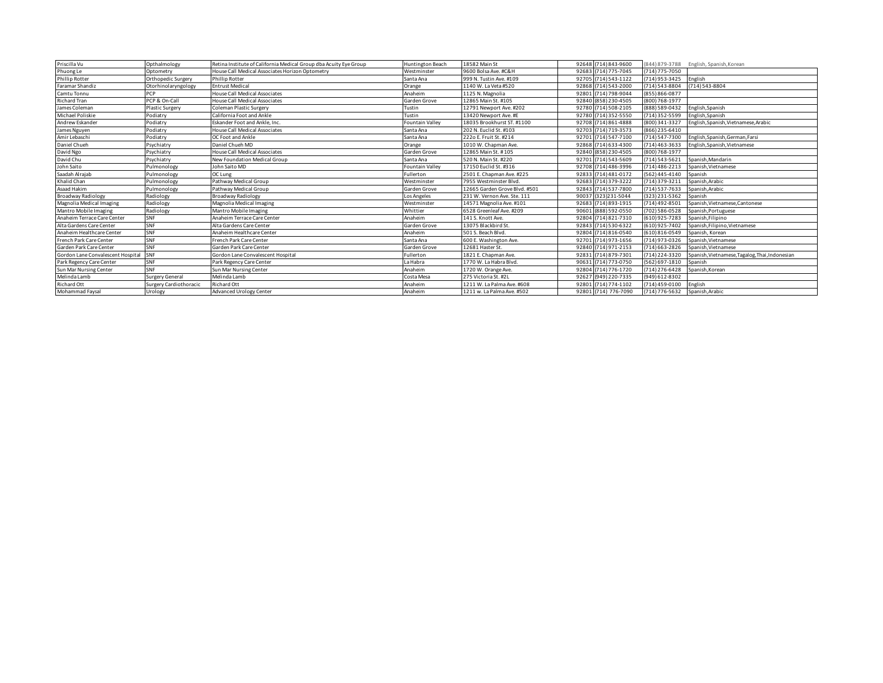| | | | | | | | | |
|---|---|---|---|---|---|---|---|---|
| Priscilla Vu | Opthalmology | Retina Institute of California Medical Group dba Acuity Eye Group | Huntington Beach | 18582 Main St | 92648 | (714) 843-9600 | (844) 879-3788 | English, Spanish, Korean |
| Phuong Le | Optometry | House Call Medical Associates Horizon Optometry | Westminster | 9600 Bolsa Ave. #C&H | 92683 | (714) 775-7045 | (714) 775-7050 | |
| Phillip Rotter | Orthopedic Surgery | Phillip Rotter | Santa Ana | 999 N. Tustin Ave. #109 | 92705 | (714) 543-1122 | (714) 953-3425 | English |
| Faramar Shandiz | Otorhinolaryngology | Entrust Medical | Orange | 1140 W. La Veta #520 | 92868 | (714) 543-2000 | (714) 543-8804 | (714) 543-8804 |
| Camtu Tonnu | PCP | House Call Medical Associates | Anaheim | 1125 N. Magnolia | 92801 | (714) 798-9044 | (855) 866-0877 | |
| Richard Tran | PCP & On-Call | House Call Medical Associates | Garden Grove | 12865 Main St. #105 | 92840 | (858) 230-4505 | (800) 768-1977 | |
| James Coleman | Plastic Surgery | Coleman Plastic Surgery | Tustin | 12791 Newport Ave. #202 | 92780 | (714) 508-2105 | (888) 589-0432 | English, Spanish |
| Michael Poliskie | Podiatry | California Foot and Ankle | Tustin | 13420 Newport Ave. #E | 92780 | (714) 352-5550 | (714) 352-5599 | English, Spanish |
| Andrew Eskander | Podiatry | Eskander Foot and Ankle, Inc. | Fountain Valley | 18035 Brookhurst ST. #1100 | 92708 | (714) 861-4888 | (800) 341-3327 | English, Spanish, Vietnamese, Arabic |
| James Nguyen | Podiatry | House Call Medical Associates | Santa Ana | 202 N. Euclid St. #103 | 92703 | (714) 719-3573 | (866) 235-6410 | |
| Amir Lebaschi | Podiatry | OC Foot and Ankle | Santa Ana | 2220 E. Fruit St. #214 | 92701 | (714) 547-7100 | (714) 547-7300 | English, Spanish, German, Farsi |
| Daniel Chueh | Psychiatry | Daniel Chueh MD | Orange | 1010 W. Chapman Ave. | 92868 | (714) 633-4300 | (714) 463-3633 | English, Spanish, Vietnamese |
| David Ngo | Psychiatry | House Call Medical Associates | Garden Grove | 12865 Main St. # 105 | 92840 | (858) 230-4505 | (800) 768-1977 | |
| David Chu | Psychiatry | New Foundation Medical Group | Santa Ana | 520 N. Main St. #220 | 92701 | (714) 543-5609 | (714) 543-5621 | Spanish, Mandarin |
| John Saito | Pulmonology | John Saito MD | Fountain Valley | 17150 Euclid St. #316 | 92708 | (714) 486-3996 | (714) 486-2213 | Spanish, Vietnamese |
| Saadah Alrajab | Pulmonology | OC Lung | Fullerton | 2501 E. Chapman Ave. #225 | 92833 | (714) 481-0172 | (562) 445-4140 | Spanish |
| Khalid Chan | Pulmonology | Pathway Medical Group | Westminster | 7955 Westminster Blvd. | 92683 | (714) 379-3222 | (714) 379-3211 | Spanish, Arabic |
| Asaad Hakim | Pulmonology | Pathway Medical Group | Garden Grove | 12665 Garden Grove Blvd. #501 | 92843 | (714) 537-7800 | (714) 537-7633 | Spanish, Arabic |
| Broadway Radiology | Radiology | Broadway Radiology | Los Angeles | 231 W. Vernon Ave. Ste. 111 | 90037 | (323)231-5044 | (323) 231-5362 | Spanish |
| Magnolia Medical Imaging | Radiology | Magnolia Medical Imaging | Westminster | 14571 Magnolia Ave. #101 | 92683 | (714) 893-1915 | (714) 492-8501 | Spanish, Vietnamese, Cantonese |
| Mantro Mobile Imaging | Radiology | Mantro Mobile Imaging | Whittier | 6528 Greenleaf Ave. #209 | 90601 | (888) 592-0550 | (702) 586-0528 | Spanish, Portuguese |
| Anaheim Terrace Care Center | SNF | Anaheim Terrace Care Center | Anaheim | 141 S. Knott Ave. | 92804 | (714) 821-7310 | (610) 925-7283 | Spanish, Filipino |
| Alta Gardens Care Center | SNF | Alta Gardens Care Center | Garden Grove | 13075 Blackbird St. | 92843 | (714) 530-6322 | (610) 925-7402 | Spanish, Filipino, Vietnamese |
| Anaheim Healthcare Center | SNF | Anaheim Healthcare Center | Anaheim | 501 S. Beach Blvd. | 92804 | (714) 816-0540 | (610) 816-0549 | Spanish, Korean |
| French Park Care Center | SNF | French Park Care Center | Santa Ana | 600 E. Washington Ave. | 92701 | (714) 973-1656 | (714) 973-0326 | Spanish, Vietnamese |
| Garden Park Care Center | SNF | Garden Park Care Center | Garden Grove | 12681 Haster St. | 92840 | (714) 971-2153 | (714) 663-2826 | Spanish, Vietnamese |
| Gordon Lane Convalescent Hospital | SNF | Gordon Lane Convalescent Hospital | Fullerton | 1821 E. Chapman Ave. | 92831 | (714) 879-7301 | (714) 224-3320 | Spanish, Vietnamese, Tagalog, Thai, Indonesian |
| Park Regency Care Center | SNF | Park Regency Care Center | La Habra | 1770 W. La Habra Blvd. | 90631 | (714) 773-0750 | (562) 697-1810 | Spanish |
| Sun Mar Nursing Center | SNF | Sun Mar Nursing Center | Anaheim | 1720 W. Orange Ave. | 92804 | (714) 776-1720 | (714) 276-6428 | Spanish, Korean |
| Melinda Lamb | Surgery General | Melinda Lamb | Costa Mesa | 275 Victoria St. #2L | 92627 | (949) 220-7335 | (949) 612-8302 | |
| Richard Ott | Surgery Cardiothoracic | Richard Ott | Anaheim | 1211 W. La Palma Ave. #608 | 92801 | (714) 774-1102 | (714) 459-0100 | English |
| Mohammad Faysal | Urology | Advanced Urology Center | Anaheim | 1211 w. La Palma Ave. #502 | 92801 | (714) 776-7090 | (714) 776-5632 | Spanish, Arabic |